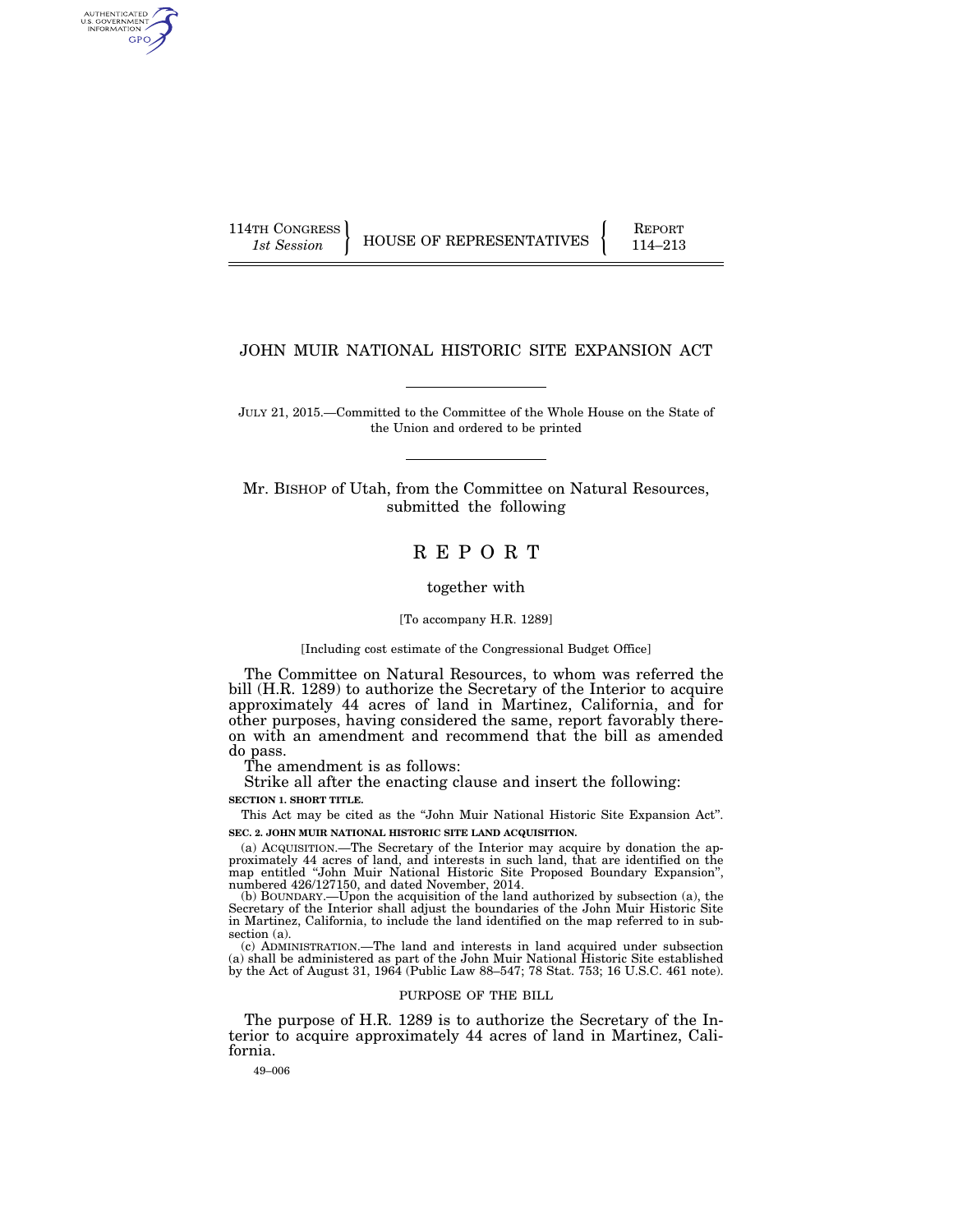114TH CONGRESS
*1st Session*

HOUSE OF REPRESENTATIVES

REPORT
114–213

# JOHN MUIR NATIONAL HISTORIC SITE EXPANSION ACT

JULY 21, 2015.—Committed to the Committee of the Whole House on the State of the Union and ordered to be printed

Mr. BISHOP of Utah, from the Committee on Natural Resources, submitted the following

# REPORT

together with

[To accompany H.R. 1289]

[Including cost estimate of the Congressional Budget Office]

The Committee on Natural Resources, to whom was referred the bill (H.R. 1289) to authorize the Secretary of the Interior to acquire approximately 44 acres of land in Martinez, California, and for other purposes, having considered the same, report favorably thereon with an amendment and recommend that the bill as amended do pass.

The amendment is as follows:

Strike all after the enacting clause and insert the following:

**SECTION 1. SHORT TITLE.**

This Act may be cited as the "John Muir National Historic Site Expansion Act".

**SEC. 2. JOHN MUIR NATIONAL HISTORIC SITE LAND ACQUISITION.**

(a) ACQUISITION.—The Secretary of the Interior may acquire by donation the approximately 44 acres of land, and interests in such land, that are identified on the map entitled "John Muir National Historic Site Proposed Boundary Expansion", numbered 426/127150, and dated November, 2014.

(b) BOUNDARY.—Upon the acquisition of the land authorized by subsection (a), the Secretary of the Interior shall adjust the boundaries of the John Muir Historic Site in Martinez, California, to include the land identified on the map referred to in subsection (a).

(c) ADMINISTRATION.—The land and interests in land acquired under subsection (a) shall be administered as part of the John Muir National Historic Site established by the Act of August 31, 1964 (Public Law 88–547; 78 Stat. 753; 16 U.S.C. 461 note).

## PURPOSE OF THE BILL

The purpose of H.R. 1289 is to authorize the Secretary of the Interior to acquire approximately 44 acres of land in Martinez, California.

49–006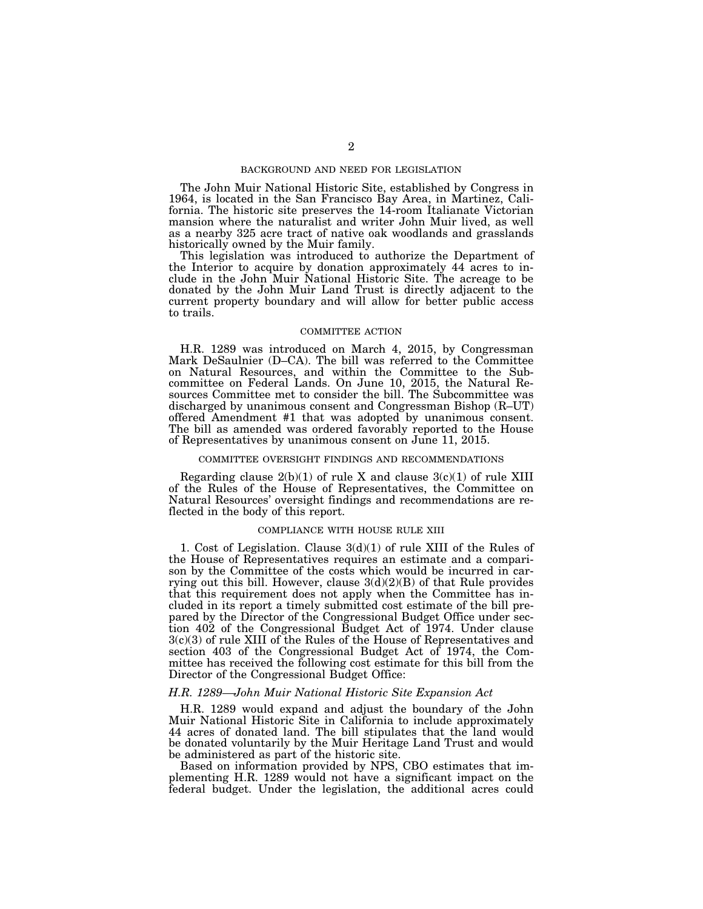## BACKGROUND AND NEED FOR LEGISLATION

The John Muir National Historic Site, established by Congress in 1964, is located in the San Francisco Bay Area, in Martinez, California. The historic site preserves the 14-room Italianate Victorian mansion where the naturalist and writer John Muir lived, as well as a nearby 325 acre tract of native oak woodlands and grasslands historically owned by the Muir family.

This legislation was introduced to authorize the Department of the Interior to acquire by donation approximately 44 acres to include in the John Muir National Historic Site. The acreage to be donated by the John Muir Land Trust is directly adjacent to the current property boundary and will allow for better public access to trails.

## COMMITTEE ACTION

H.R. 1289 was introduced on March 4, 2015, by Congressman Mark DeSaulnier (D–CA). The bill was referred to the Committee on Natural Resources, and within the Committee to the Subcommittee on Federal Lands. On June 10, 2015, the Natural Resources Committee met to consider the bill. The Subcommittee was discharged by unanimous consent and Congressman Bishop (R–UT) offered Amendment #1 that was adopted by unanimous consent. The bill as amended was ordered favorably reported to the House of Representatives by unanimous consent on June 11, 2015.

## COMMITTEE OVERSIGHT FINDINGS AND RECOMMENDATIONS

Regarding clause 2(b)(1) of rule X and clause 3(c)(1) of rule XIII of the Rules of the House of Representatives, the Committee on Natural Resources' oversight findings and recommendations are reflected in the body of this report.

## COMPLIANCE WITH HOUSE RULE XIII

1. Cost of Legislation. Clause 3(d)(1) of rule XIII of the Rules of the House of Representatives requires an estimate and a comparison by the Committee of the costs which would be incurred in carrying out this bill. However, clause 3(d)(2)(B) of that Rule provides that this requirement does not apply when the Committee has included in its report a timely submitted cost estimate of the bill prepared by the Director of the Congressional Budget Office under section 402 of the Congressional Budget Act of 1974. Under clause 3(c)(3) of rule XIII of the Rules of the House of Representatives and section 403 of the Congressional Budget Act of 1974, the Committee has received the following cost estimate for this bill from the Director of the Congressional Budget Office:

*H.R. 1289—John Muir National Historic Site Expansion Act*

H.R. 1289 would expand and adjust the boundary of the John Muir National Historic Site in California to include approximately 44 acres of donated land. The bill stipulates that the land would be donated voluntarily by the Muir Heritage Land Trust and would be administered as part of the historic site.

Based on information provided by NPS, CBO estimates that implementing H.R. 1289 would not have a significant impact on the federal budget. Under the legislation, the additional acres could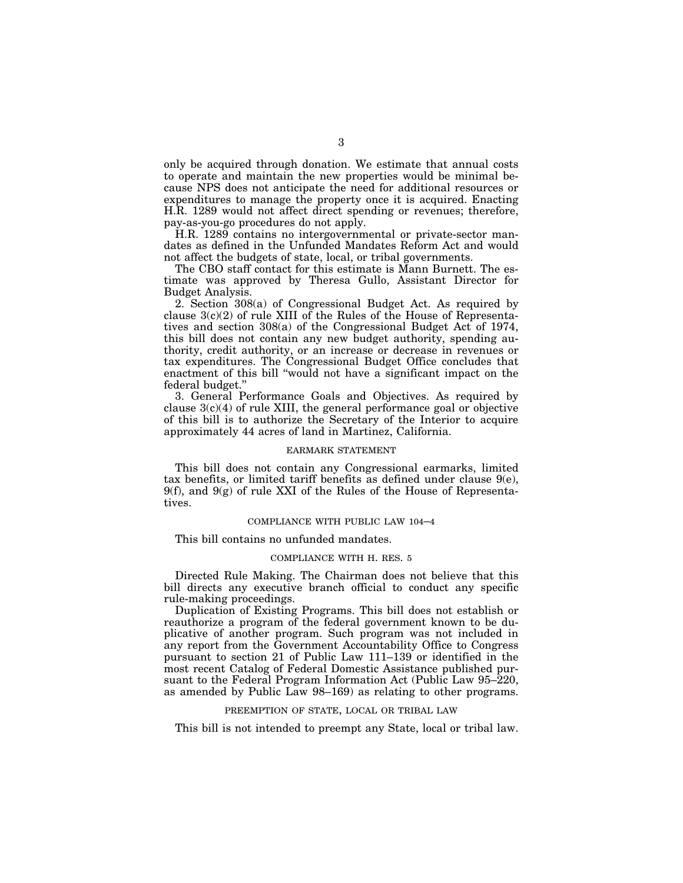only be acquired through donation. We estimate that annual costs to operate and maintain the new properties would be minimal because NPS does not anticipate the need for additional resources or expenditures to manage the property once it is acquired. Enacting H.R. 1289 would not affect direct spending or revenues; therefore, pay-as-you-go procedures do not apply.

H.R. 1289 contains no intergovernmental or private-sector mandates as defined in the Unfunded Mandates Reform Act and would not affect the budgets of state, local, or tribal governments.

The CBO staff contact for this estimate is Mann Burnett. The estimate was approved by Theresa Gullo, Assistant Director for Budget Analysis.

2. Section 308(a) of Congressional Budget Act. As required by clause 3(c)(2) of rule XIII of the Rules of the House of Representatives and section 308(a) of the Congressional Budget Act of 1974, this bill does not contain any new budget authority, spending authority, credit authority, or an increase or decrease in revenues or tax expenditures. The Congressional Budget Office concludes that enactment of this bill "would not have a significant impact on the federal budget."

3. General Performance Goals and Objectives. As required by clause 3(c)(4) of rule XIII, the general performance goal or objective of this bill is to authorize the Secretary of the Interior to acquire approximately 44 acres of land in Martinez, California.

## EARMARK STATEMENT

This bill does not contain any Congressional earmarks, limited tax benefits, or limited tariff benefits as defined under clause 9(e), 9(f), and 9(g) of rule XXI of the Rules of the House of Representatives.

## COMPLIANCE WITH PUBLIC LAW 104–4

This bill contains no unfunded mandates.

## COMPLIANCE WITH H. RES. 5

Directed Rule Making. The Chairman does not believe that this bill directs any executive branch official to conduct any specific rule-making proceedings.

Duplication of Existing Programs. This bill does not establish or reauthorize a program of the federal government known to be duplicative of another program. Such program was not included in any report from the Government Accountability Office to Congress pursuant to section 21 of Public Law 111–139 or identified in the most recent Catalog of Federal Domestic Assistance published pursuant to the Federal Program Information Act (Public Law 95–220, as amended by Public Law 98–169) as relating to other programs.

## PREEMPTION OF STATE, LOCAL OR TRIBAL LAW

This bill is not intended to preempt any State, local or tribal law.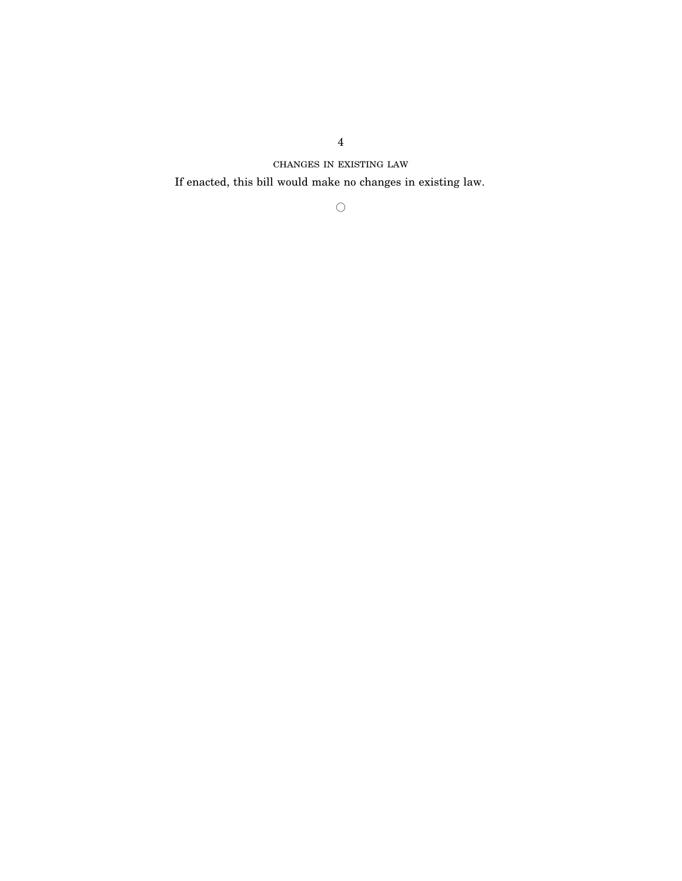## CHANGES IN EXISTING LAW

If enacted, this bill would make no changes in existing law.